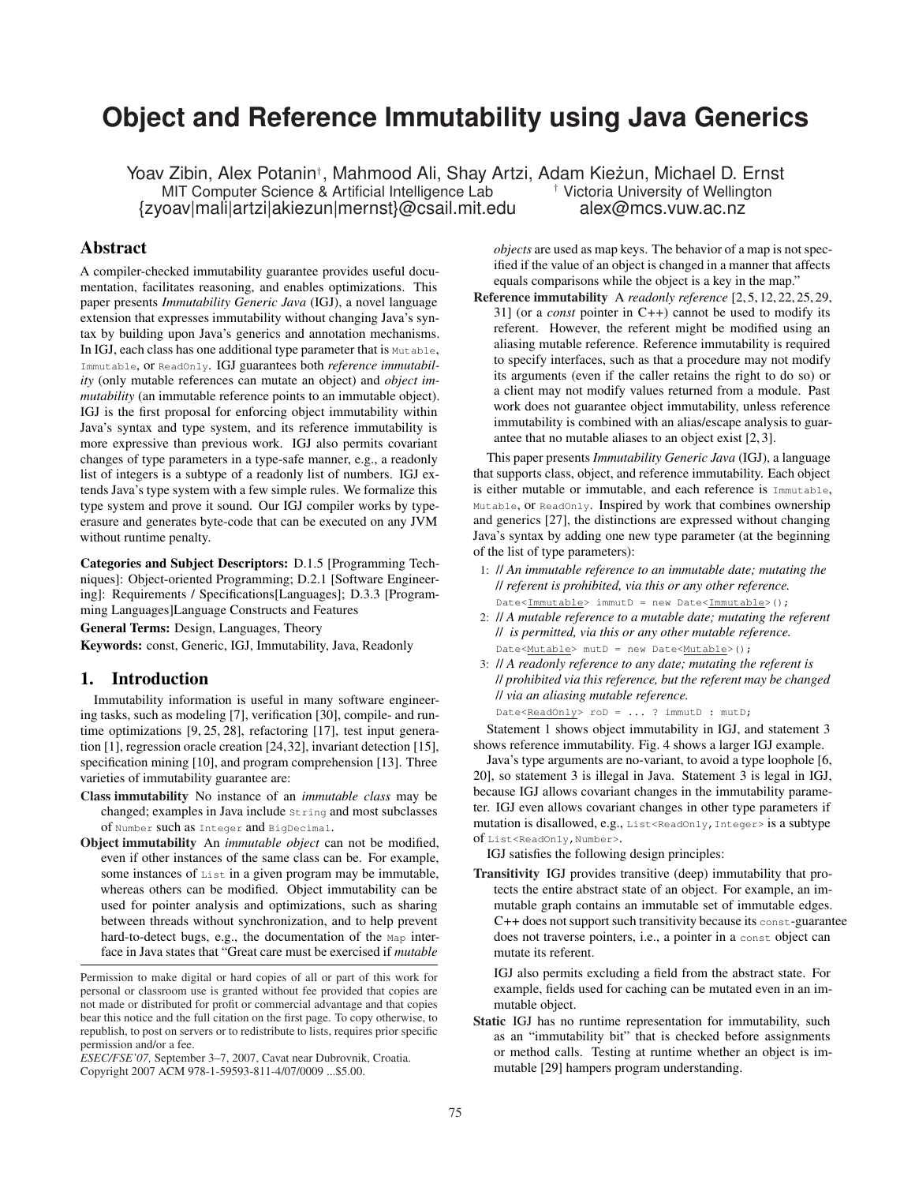# Object and Reference Immutability using Java Generics

Yoav Zibin, Alex Potanin[†], Mahmood Ali, Shay Artzi, Adam Kieżun, Michael D. Ernst

MIT Computer Science & Artificial Intelligence Lab — [†] Victoria University of Wellington

{zyoav|mali|artzi|akiezun|mernst}@csail.mit.edu — alex@mcs.vuw.ac.nz

## Abstract

A compiler-checked immutability guarantee provides useful documentation, facilitates reasoning, and enables optimizations. This paper presents *Immutability Generic Java* (IGJ), a novel language extension that expresses immutability without changing Java's syntax by building upon Java's generics and annotation mechanisms. In IGJ, each class has one additional type parameter that is `Mutable`, `Immutable`, or `ReadOnly`. IGJ guarantees both *reference immutability* (only mutable references can mutate an object) and *object immutability* (an immutable reference points to an immutable object). IGJ is the first proposal for enforcing object immutability within Java's syntax and type system, and its reference immutability is more expressive than previous work. IGJ also permits covariant changes of type parameters in a type-safe manner, e.g., a readonly list of integers is a subtype of a readonly list of numbers. IGJ extends Java's type system with a few simple rules. We formalize this type system and prove it sound. Our IGJ compiler works by type-erasure and generates byte-code that can be executed on any JVM without runtime penalty.

**Categories and Subject Descriptors:** D.1.5 [Programming Techniques]: Object-oriented Programming; D.2.1 [Software Engineering]: Requirements / Specifications[Languages]; D.3.3 [Programming Languages]Language Constructs and Features

**General Terms:** Design, Languages, Theory

**Keywords:** const, Generic, IGJ, Immutability, Java, Readonly

## 1. Introduction

Immutability information is useful in many software engineering tasks, such as modeling [7], verification [30], compile- and runtime optimizations [9, 25, 28], refactoring [17], test input generation [1], regression oracle creation [24,32], invariant detection [15], specification mining [10], and program comprehension [13]. Three varieties of immutability guarantee are:

**Class immutability** No instance of an *immutable class* may be changed; examples in Java include `String` and most subclasses of `Number` such as `Integer` and `BigDecimal`.

**Object immutability** An *immutable object* can not be modified, even if other instances of the same class can be. For example, some instances of `List` in a given program may be immutable, whereas others can be modified. Object immutability can be used for pointer analysis and optimizations, such as sharing between threads without synchronization, and to help prevent hard-to-detect bugs, e.g., the documentation of the `Map` interface in Java states that "Great care must be exercised if *mutable objects* are used as map keys. The behavior of a map is not specified if the value of an object is changed in a manner that affects equals comparisons while the object is a key in the map."

**Reference immutability** A *readonly reference* [2,5,12,22,25,29, 31] (or a *const* pointer in C++) cannot be used to modify its referent. However, the referent might be modified using an aliasing mutable reference. Reference immutability is required to specify interfaces, such as that a procedure may not modify its arguments (even if the caller retains the right to do so) or a client may not modify values returned from a module. Past work does not guarantee object immutability, unless reference immutability is combined with an alias/escape analysis to guarantee that no mutable aliases to an object exist [2, 3].

This paper presents *Immutability Generic Java* (IGJ), a language that supports class, object, and reference immutability. Each object is either mutable or immutable, and each reference is `Immutable`, `Mutable`, or `ReadOnly`. Inspired by work that combines ownership and generics [27], the distinctions are expressed without changing Java's syntax by adding one new type parameter (at the beginning of the list of type parameters):

1: // *An immutable reference to an immutable date; mutating the* // *referent is prohibited, via this or any other reference.*
```
Date<Immutable> immutD = new Date<Immutable>();
```
2: // *A mutable reference to a mutable date; mutating the referent* // *is permitted, via this or any other mutable reference.*
```
Date<Mutable> mutD = new Date<Mutable>();
```
3: // *A readonly reference to any date; mutating the referent is* // *prohibited via this reference, but the referent may be changed* // *via an aliasing mutable reference.*
```
Date<ReadOnly> roD = ... ? immutD : mutD;
```

Statement 1 shows object immutability in IGJ, and statement 3 shows reference immutability. Fig. 4 shows a larger IGJ example.

Java's type arguments are no-variant, to avoid a type loophole [6, 20], so statement 3 is illegal in Java. Statement 3 is legal in IGJ, because IGJ allows covariant changes in the immutability parameter. IGJ even allows covariant changes in other type parameters if mutation is disallowed, e.g., `List<ReadOnly,Integer>` is a subtype of `List<ReadOnly,Number>`.

IGJ satisfies the following design principles:

**Transitivity** IGJ provides transitive (deep) immutability that protects the entire abstract state of an object. For example, an immutable graph contains an immutable set of immutable edges. C++ does not support such transitivity because its `const`-guarantee does not traverse pointers, i.e., a pointer in a `const` object can mutate its referent.

IGJ also permits excluding a field from the abstract state. For example, fields used for caching can be mutated even in an immutable object.

**Static** IGJ has no runtime representation for immutability, such as an "immutability bit" that is checked before assignments or method calls. Testing at runtime whether an object is immutable [29] hampers program understanding.

Permission to make digital or hard copies of all or part of this work for personal or classroom use is granted without fee provided that copies are not made or distributed for profit or commercial advantage and that copies bear this notice and the full citation on the first page. To copy otherwise, to republish, to post on servers or to redistribute to lists, requires prior specific permission and/or a fee.

*ESEC/FSE'07,* September 3–7, 2007, Cavat near Dubrovnik, Croatia.
Copyright 2007 ACM 978-1-59593-811-4/07/0009 ...$5.00.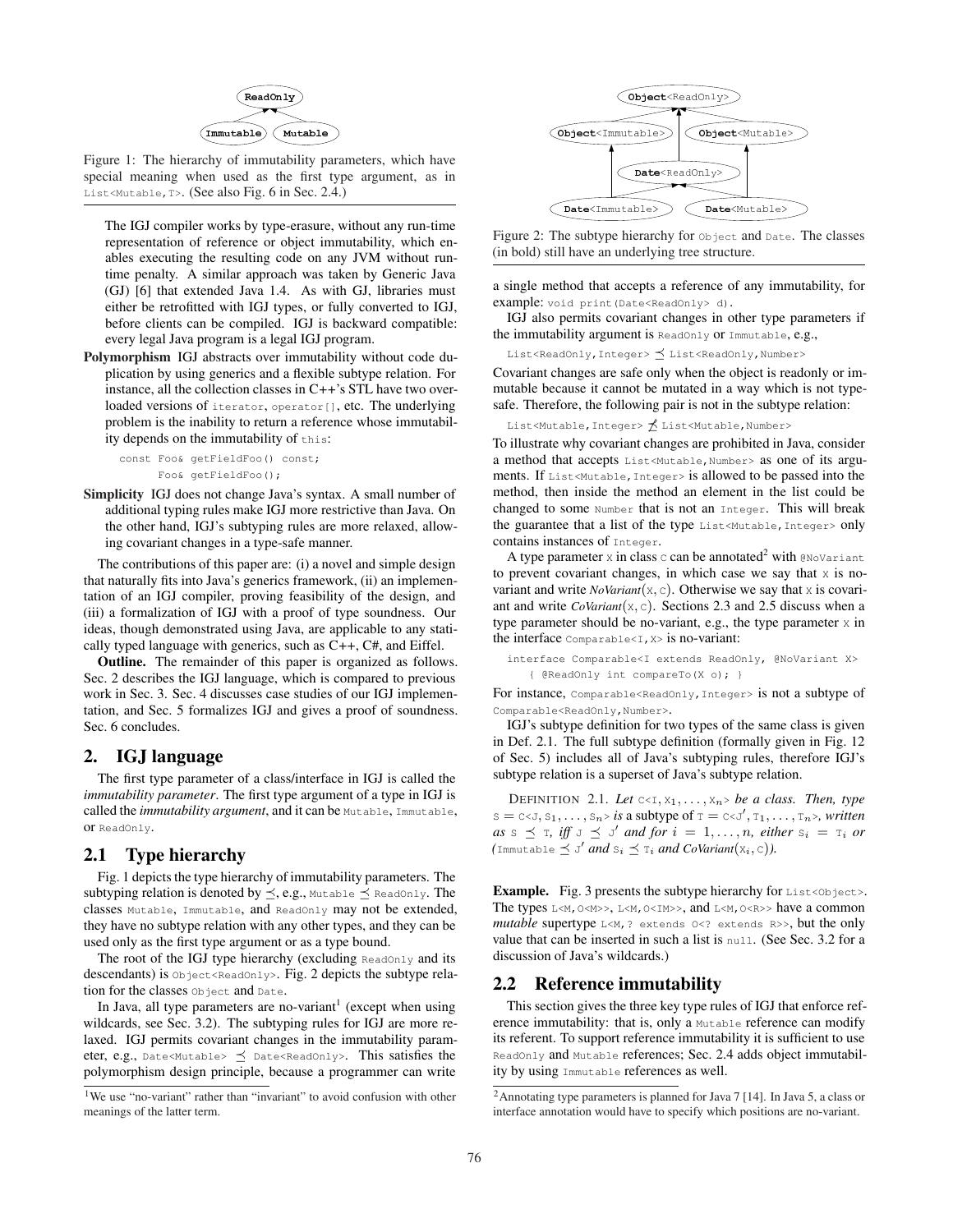Figure 1: The hierarchy of immutability parameters, which have special meaning when used as the first type argument, as in `List<Mutable,T>`. (See also Fig. 6 in Sec. 2.4.)

The IGJ compiler works by type-erasure, without any run-time representation of reference or object immutability, which enables executing the resulting code on any JVM without runtime penalty. A similar approach was taken by Generic Java (GJ) [6] that extended Java 1.4. As with GJ, libraries must either be retrofitted with IGJ types, or fully converted to IGJ, before clients can be compiled. IGJ is backward compatible: every legal Java program is a legal IGJ program.

**Polymorphism** IGJ abstracts over immutability without code duplication by using generics and a flexible subtype relation. For instance, all the collection classes in C++'s STL have two overloaded versions of `iterator`, `operator[]`, etc. The underlying problem is the inability to return a reference whose immutability depends on the immutability of `this`:

```
const Foo& getFieldFoo() const;
      Foo& getFieldFoo();
```

**Simplicity** IGJ does not change Java's syntax. A small number of additional typing rules make IGJ more restrictive than Java. On the other hand, IGJ's subtyping rules are more relaxed, allowing covariant changes in a type-safe manner.

The contributions of this paper are: (i) a novel and simple design that naturally fits into Java's generics framework, (ii) an implementation of an IGJ compiler, proving feasibility of the design, and (iii) a formalization of IGJ with a proof of type soundness. Our ideas, though demonstrated using Java, are applicable to any statically typed language with generics, such as C++, C#, and Eiffel.

**Outline.** The remainder of this paper is organized as follows. Sec. 2 describes the IGJ language, which is compared to previous work in Sec. 3. Sec. 4 discusses case studies of our IGJ implementation, and Sec. 5 formalizes IGJ and gives a proof of soundness. Sec. 6 concludes.

## 2. IGJ language

The first type parameter of a class/interface in IGJ is called the *immutability parameter*. The first type argument of a type in IGJ is called the *immutability argument*, and it can be `Mutable`, `Immutable`, or `ReadOnly`.

## 2.1 Type hierarchy

Fig. 1 depicts the type hierarchy of immutability parameters. The subtyping relation is denoted by $\preceq$, e.g., `Mutable` $\preceq$ `ReadOnly`. The classes `Mutable`, `Immutable`, and `ReadOnly` may not be extended, they have no subtype relation with any other types, and they can be used only as the first type argument or as a type bound.

The root of the IGJ type hierarchy (excluding `ReadOnly` and its descendants) is `Object<ReadOnly>`. Fig. 2 depicts the subtype relation for the classes `Object` and `Date`.

In Java, all type parameters are no-variant[1] (except when using wildcards, see Sec. 3.2). The subtyping rules for IGJ are more relaxed. IGJ permits covariant changes in the immutability parameter, e.g., `Date<Mutable>` $\preceq$ `Date<ReadOnly>`. This satisfies the polymorphism design principle, because a programmer can write

[1]We use "no-variant" rather than "invariant" to avoid confusion with other meanings of the latter term.

Figure 2: The subtype hierarchy for `Object` and `Date`. The classes (in bold) still have an underlying tree structure.

a single method that accepts a reference of any immutability, for example: `void print(Date<ReadOnly> d)`.

IGJ also permits covariant changes in other type parameters if the immutability argument is `ReadOnly` or `Immutable`, e.g.,

`List<ReadOnly,Integer>` $\preceq$ `List<ReadOnly,Number>`

Covariant changes are safe only when the object is readonly or immutable because it cannot be mutated in a way which is not type-safe. Therefore, the following pair is not in the subtype relation:

`List<Mutable,Integer>` $\not\preceq$ `List<Mutable,Number>`

To illustrate why covariant changes are prohibited in Java, consider a method that accepts `List<Mutable,Number>` as one of its arguments. If `List<Mutable,Integer>` is allowed to be passed into the method, then inside the method an element in the list could be changed to some `Number` that is not an `Integer`. This will break the guarantee that a list of the type `List<Mutable,Integer>` only contains instances of `Integer`.

A type parameter `X` in class `C` can be annotated[2] with `@NoVariant` to prevent covariant changes, in which case we say that `X` is no-variant and write *NoVariant*(`X`, `C`). Otherwise we say that `X` is covariant and write *CoVariant*(`X`, `C`). Sections 2.3 and 2.5 discuss when a type parameter should be no-variant, e.g., the type parameter `X` in the interface `Comparable<I,X>` is no-variant:

```
interface Comparable<I extends ReadOnly, @NoVariant X>
    { @ReadOnly int compareTo(X o); }
```

For instance, `Comparable<ReadOnly,Integer>` is not a subtype of `Comparable<ReadOnly,Number>`.

IGJ's subtype definition for two types of the same class is given in Def. 2.1. The full subtype definition (formally given in Fig. 12 of Sec. 5) includes all of Java's subtyping rules, therefore IGJ's subtype relation is a superset of Java's subtype relation.

DEFINITION 2.1. *Let* $\texttt{C<I,}\,\texttt{X}_1,\ldots,\texttt{X}_n\texttt{>}$ *be a class. Then, type* $\texttt{S} = \texttt{C<J,}\,\texttt{S}_1,\ldots,\texttt{S}_n\texttt{>}$ *is a subtype of* $\texttt{T} = \texttt{C<J}',\texttt{T}_1,\ldots,\texttt{T}_n\texttt{>}$*, written as* $\texttt{S} \preceq \texttt{T}$*, iff* $\texttt{J} \preceq \texttt{J}'$ *and for* $i = 1,\ldots,n$*, either* $\texttt{S}_i = \texttt{T}_i$ *or* $(\texttt{Immutable} \preceq \texttt{J}'$ *and* $\texttt{S}_i \preceq \texttt{T}_i$ *and CoVariant*$(\texttt{X}_i,\texttt{C}))$*.*

**Example.** Fig. 3 presents the subtype hierarchy for `List<Object>`. The types `L<M,O<M>>`, `L<M,O<IM>>`, and `L<M,O<R>>` have a common *mutable* supertype `L<M,? extends O<? extends R>>`, but the only value that can be inserted in such a list is `null`. (See Sec. 3.2 for a discussion of Java's wildcards.)

## 2.2 Reference immutability

This section gives the three key type rules of IGJ that enforce reference immutability: that is, only a `Mutable` reference can modify its referent. To support reference immutability it is sufficient to use `ReadOnly` and `Mutable` references; Sec. 2.4 adds object immutability by using `Immutable` references as well.

[2]Annotating type parameters is planned for Java 7 [14]. In Java 5, a class or interface annotation would have to specify which positions are no-variant.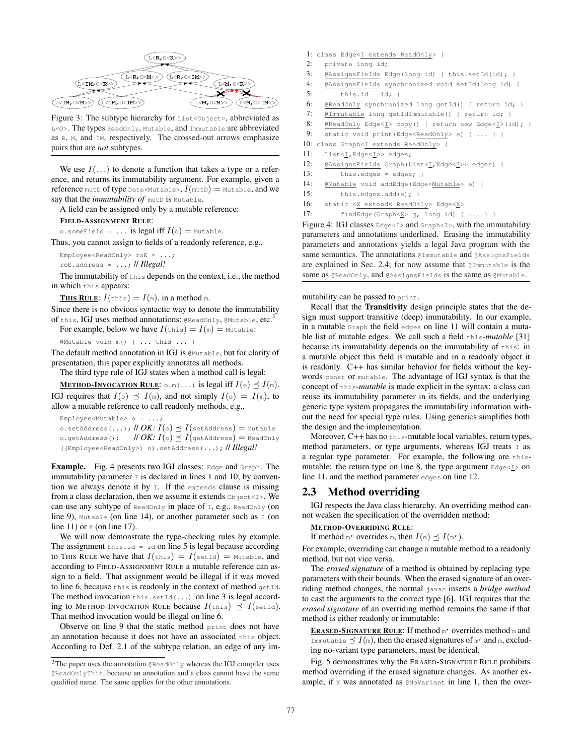Figure 3: The subtype hierarchy for `List<Object>`, abbreviated as `L<O>`. The types `ReadOnly`, `Mutable`, and `Immutable` are abbreviated as `R`, `M`, and `IM`, respectively. The crossed-out arrows emphasize pairs that are *not* subtypes.

We use $I(\ldots)$ to denote a function that takes a type or a reference, and returns its immutability argument. For example, given a reference `mutD` of type `Date<Mutable>`, $I($`mutD`$) =$ `Mutable`, and we say that the *immutability of* `mutD` is `Mutable`.

A field can be assigned only by a mutable reference:

**FIELD-ASSIGNMENT RULE**:
`o.someField = ...` is legal iff $I(\texttt{o}) =$ `Mutable`.

Thus, you cannot assign to fields of a readonly reference, e.g.,

```
Employee<ReadOnly> roE = ...;
roE.address = ...; // Illegal!
```

The immutability of `this` depends on the context, i.e., the method in which `this` appears:

**THIS RULE**: $I(\texttt{this}) = I(\texttt{m})$, in a method `m`.

Since there is no obvious syntactic way to denote the immutability of `this`, IGJ uses method annotations: `@ReadOnly`, `@Mutable`, etc.[3]

For example, below we have $I(\texttt{this}) = I(\texttt{m}) =$ `Mutable`:

```
@Mutable void m() { ... this ... }
```

The default method annotation in IGJ is `@Mutable`, but for clarity of presentation, this paper explicitly annotates all methods.

The third type rule of IGJ states when a method call is legal:

**METHOD-INVOCATION RULE**: `o.m(...)` is legal iff $I(\texttt{o}) \preceq I(\texttt{m})$.

IGJ requires that $I(\texttt{o}) \preceq I(\texttt{m})$, and not simply $I(\texttt{o}) = I(\texttt{m})$, to allow a mutable reference to call readonly methods, e.g.,

```
Employee<Mutable> o = ...;
o.setAddress(...); // OK: I(o) ⪯ I(setAddress) = Mutable
o.getAddress();    // OK: I(o) ⪯ I(getAddress) = ReadOnly
((Employee<ReadOnly>) o).setAddress(...); // Illegal!
```

**Example.** Fig. 4 presents two IGJ classes: `Edge` and `Graph`. The immutability parameter `I` is declared in lines 1 and 10; by convention we always denote it by `I`. If the `extends` clause is missing from a class declaration, then we assume it extends `Object<I>`. We can use any subtype of `ReadOnly` in place of `I`, e.g., `ReadOnly` (on line 9), `Mutable` (on line 14), or another parameter such as `I` (on line 11) or `X` (on line 17).

We will now demonstrate the type-checking rules by example. The assignment `this.id = id` on line 5 is legal because according to THIS RULE we have that $I(\texttt{this}) = I(\texttt{setId}) =$ `Mutable`, and according to FIELD-ASSIGNMENT RULE a mutable reference can assign to a field. That assignment would be illegal if it was moved to line 6, because `this` is readonly in the context of method `getId`. The method invocation `this.setId(...)` on line 3 is legal according to METHOD-INVOCATION RULE because $I(\texttt{this}) \preceq I(\texttt{setId})$. That method invocation would be illegal on line 6.

Observe on line 9 that the static method `print` does not have an annotation because it does not have an associated `this` object. According to Def. 2.1 of the subtype relation, an edge of any immutability can be passed to `print`.

```
1: class Edge<I extends ReadOnly> {
2:   private long id;
3:   @AssignsFields Edge(long id) { this.setId(id); }
4:   @AssignsFields synchronized void setId(long id) {
5:       this.id = id; }
6:   @ReadOnly synchronized long getId() { return id; }
7:   @Immutable long getIdImmutable() { return id; }
8:   @ReadOnly Edge<I> copy() { return new Edge<I>(id); }
9:   static void print(Edge<ReadOnly> e) { ... } }
10: class Graph<I extends ReadOnly> {
11:   List<I,Edge<I>> edges;
12:   @AssignsFields Graph(List<I,Edge<I>> edges) {
13:       this.edges = edges; }
14:   @Mutable void addEdge(Edge<Mutable> e) {
15:       this.edges.add(e); }
16:   static <X extends ReadOnly> Edge<X>
17:       findEdge(Graph<X> g, long id) { ... } }
```

Figure 4: IGJ classes `Edge<I>` and `Graph<I>`, with the immutability parameters and annotations underlined. Erasing the immutability parameters and annotations yields a legal Java program with the same semantics. The annotations `@Immutable` and `@AssignsFields` are explained in Sec. 2.4; for now assume that `@Immutable` is the same as `@ReadOnly`, and `@AssignsFields` is the same as `@Mutable`.

Recall that the **Transitivity** design principle states that the design must support transitive (deep) immutability. In our example, in a mutable `Graph` the field `edges` on line 11 will contain a mutable list of mutable edges. We call such a field `this`-*mutable* [31] because its immutability depends on the immutability of `this`: in a mutable object this field is mutable and in a readonly object it is readonly. C++ has similar behavior for fields without the keywords `const` or `mutable`. The advantage of IGJ syntax is that the concept of `this`-*mutable* is made explicit in the syntax: a class can reuse its immutability parameter in its fields, and the underlying generic type system propagates the immutability information without the need for special type rules. Using generics simplifies both the design and the implementation.

Moreover, C++ has no `this`-mutable local variables, return types, method parameters, or type arguments, whereas IGJ treats `I` as a regular type parameter. For example, the following are `this`-mutable: the return type on line 8, the type argument `Edge<I>` on line 11, and the method parameter `edges` on line 12.

## 2.3 Method overriding

IGJ respects the Java class hierarchy. An overriding method cannot weaken the specification of the overridden method:

**METHOD-OVERRIDING RULE**:
If method `m'` overrides `m`, then $I(\texttt{m}) \preceq I(\texttt{m'})$.

For example, overriding can change a mutable method to a readonly method, but not vice versa.

The *erased signature* of a method is obtained by replacing type parameters with their bounds. When the erased signature of an overriding method changes, the normal `javac` inserts a *bridge method* to cast the arguments to the correct type [6]. IGJ requires that the *erased signature* of an overriding method remains the same if that method is either readonly or immutable:

**ERASED-SIGNATURE RULE**: If method `m'` overrides method `m` and `Immutable` $\preceq I(\texttt{m})$, then the erased signatures of `m'` and `m`, excluding no-variant type parameters, must be identical.

Fig. 5 demonstrates why the ERASED-SIGNATURE RULE prohibits method overriding if the erased signature changes. As another example, if `X` was annotated as `@NoVariant` in line 1, then the over-

[3] The paper uses the annotation `@ReadOnly` whereas the IGJ compiler uses `@ReadOnlyThis`, because an annotation and a class cannot have the same qualified name. The same applies for the other annotations.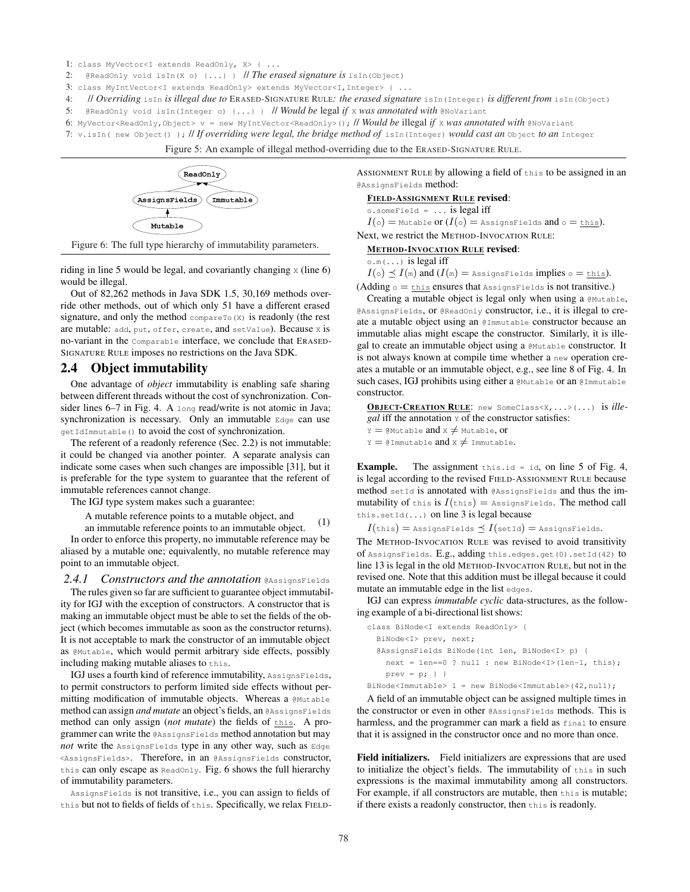```
1: class MyVector<I extends ReadOnly, X> { ...
2:   @ReadOnly void isIn(X o) {...} } // The erased signature is isIn(Object)
3: class MyIntVector<I extends ReadOnly> extends MyVector<I,Integer> { ...
4:   // Overriding isIn is illegal due to ERASED-SIGNATURE RULE: the erased signature isIn(Integer) is different from isIn(Object)
5:   @ReadOnly void isIn(Integer o) {...} } // Would be legal if X was annotated with @NoVariant
6: MyVector<ReadOnly,Object> v = new MyIntVector<ReadOnly>(); // Would be illegal if X was annotated with @NoVariant
7: v.isIn( new Object() ); // If overriding were legal, the bridge method of isIn(Integer) would cast an Object to an Integer
```

Figure 5: An example of illegal method-overriding due to the ERASED-SIGNATURE RULE.

```
        ReadOnly
        ↗      ↖
AssignsFields   Immutable
      ↑
   Mutable
```

Figure 6: The full type hierarchy of immutability parameters.

riding in line 5 would be legal, and covariantly changing `X` (line 6) would be illegal.

Out of 82,262 methods in Java SDK 1.5, 30,169 methods override other methods, out of which only 51 have a different erased signature, and only the method `compareTo(X)` is readonly (the rest are mutable: `add`, `put`, `offer`, `create`, and `setValue`). Because `X` is no-variant in the `Comparable` interface, we conclude that ERASED-SIGNATURE RULE imposes no restrictions on the Java SDK.

## 2.4 Object immutability

One advantage of *object* immutability is enabling safe sharing between different threads without the cost of synchronization. Consider lines 6–7 in Fig. 4. A `long` read/write is not atomic in Java; synchronization is necessary. Only an immutable `Edge` can use `getIdImmutable()` to avoid the cost of synchronization.

The referent of a readonly reference (Sec. 2.2) is not immutable: it could be changed via another pointer. A separate analysis can indicate some cases when such changes are impossible [31], but it is preferable for the type system to guarantee that the referent of immutable references cannot change.

The IGJ type system makes such a guarantee:

A mutable reference points to a mutable object, and
an immutable reference points to an immutable object. (1)

In order to enforce this property, no immutable reference may be aliased by a mutable one; equivalently, no mutable reference may point to an immutable object.

### 2.4.1 Constructors and the annotation `@AssignsFields`

The rules given so far are sufficient to guarantee object immutability for IGJ with the exception of constructors. A constructor that is making an immutable object must be able to set the fields of the object (which becomes immutable as soon as the constructor returns). It is not acceptable to mark the constructor of an immutable object as `@Mutable`, which would permit arbitrary side effects, possibly including making mutable aliases to `this`.

IGJ uses a fourth kind of reference immutability, `AssignsFields`, to permit constructors to perform limited side effects without permitting modification of immutable objects. Whereas a `@Mutable` method can assign *and mutate* an object's fields, an `@AssignsFields` method can only assign (*not mutate*) the fields of <u>`this`</u>. A programmer can write the `@AssignsFields` method annotation but may *not* write the `AssignsFields` type in any other way, such as `Edge<AssignsFields>`. Therefore, in an `@AssignsFields` constructor, `this` can only escape as `ReadOnly`. Fig. 6 shows the full hierarchy of immutability parameters.

`AssignsFields` is not transitive, i.e., you can assign to fields of `this` but not to fields of fields of `this`. Specifically, we relax FIELD-ASSIGNMENT RULE by allowing a field of `this` to be assigned in an `@AssignsFields` method:

**FIELD-ASSIGNMENT RULE revised**:
`o.someField = ...` is legal iff
$I(\texttt{o}) = \texttt{Mutable}$ or ($I(\texttt{o}) = \texttt{AssignsFields}$ and $\texttt{o} = \underline{\texttt{this}}$).

Next, we restrict the METHOD-INVOCATION RULE:

**METHOD-INVOCATION RULE revised**:
`o.m(...)` is legal iff
$I(\texttt{o}) \preceq I(\texttt{m})$ and ($I(\texttt{m}) = \texttt{AssignsFields}$ implies $\texttt{o} = \underline{\texttt{this}}$).

(Adding $\texttt{o} = \underline{\texttt{this}}$ ensures that `AssignsFields` is not transitive.)

Creating a mutable object is legal only when using a `@Mutable`, `@AssignsFields`, or `@ReadOnly` constructor, i.e., it is illegal to create a mutable object using an `@Immutable` constructor because an immutable alias might escape the constructor. Similarly, it is illegal to create an immutable object using a `@Mutable` constructor. It is not always known at compile time whether a `new` operation creates a mutable or an immutable object, e.g., see line 8 of Fig. 4. In such cases, IGJ prohibits using either a `@Mutable` or an `@Immutable` constructor.

**OBJECT-CREATION RULE**: `new SomeClass<X,...>(...)` is *illegal* iff the annotation `Y` of the constructor satisfies:
$\texttt{Y} = \texttt{@Mutable}$ and $\texttt{X} \neq \texttt{Mutable}$, or
$\texttt{Y} = \texttt{@Immutable}$ and $\texttt{X} \neq \texttt{Immutable}$.

**Example.** The assignment `this.id = id`, on line 5 of Fig. 4, is legal according to the revised FIELD-ASSIGNMENT RULE because method `setId` is annotated with `@AssignsFields` and thus the immutability of `this` is $I(\texttt{this}) = \texttt{AssignsFields}$. The method call `this.setId(...)` on line 3 is legal because

$I(\texttt{this}) = \texttt{AssignsFields} \preceq I(\texttt{setId}) = \texttt{AssignsFields}$.

The METHOD-INVOCATION RULE was revised to avoid transitivity of `AssignsFields`. E.g., adding `this.edges.get(0).setId(42)` to line 13 is legal in the old METHOD-INVOCATION RULE, but not in the revised one. Note that this addition must be illegal because it could mutate an immutable edge in the list `edges`.

IGJ can express *immutable cyclic* data-structures, as the following example of a bi-directional list shows:

```
class BiNode<I extends ReadOnly> {
  BiNode<I> prev, next;
  @AssignsFields BiNode(int len, BiNode<I> p) {
    next = len==0 ? null : new BiNode<I>(len-1, this);
    prev = p; } }
BiNode<Immutable> l = new BiNode<Immutable>(42,null);
```

A field of an immutable object can be assigned multiple times in the constructor or even in other `@AssignsFields` methods. This is harmless, and the programmer can mark a field as `final` to ensure that it is assigned in the constructor once and no more than once.

**Field initializers.** Field initializers are expressions that are used to initialize the object's fields. The immutability of `this` in such expressions is the maximal immutability among all constructors. For example, if all constructors are mutable, then `this` is mutable; if there exists a readonly constructor, then `this` is readonly.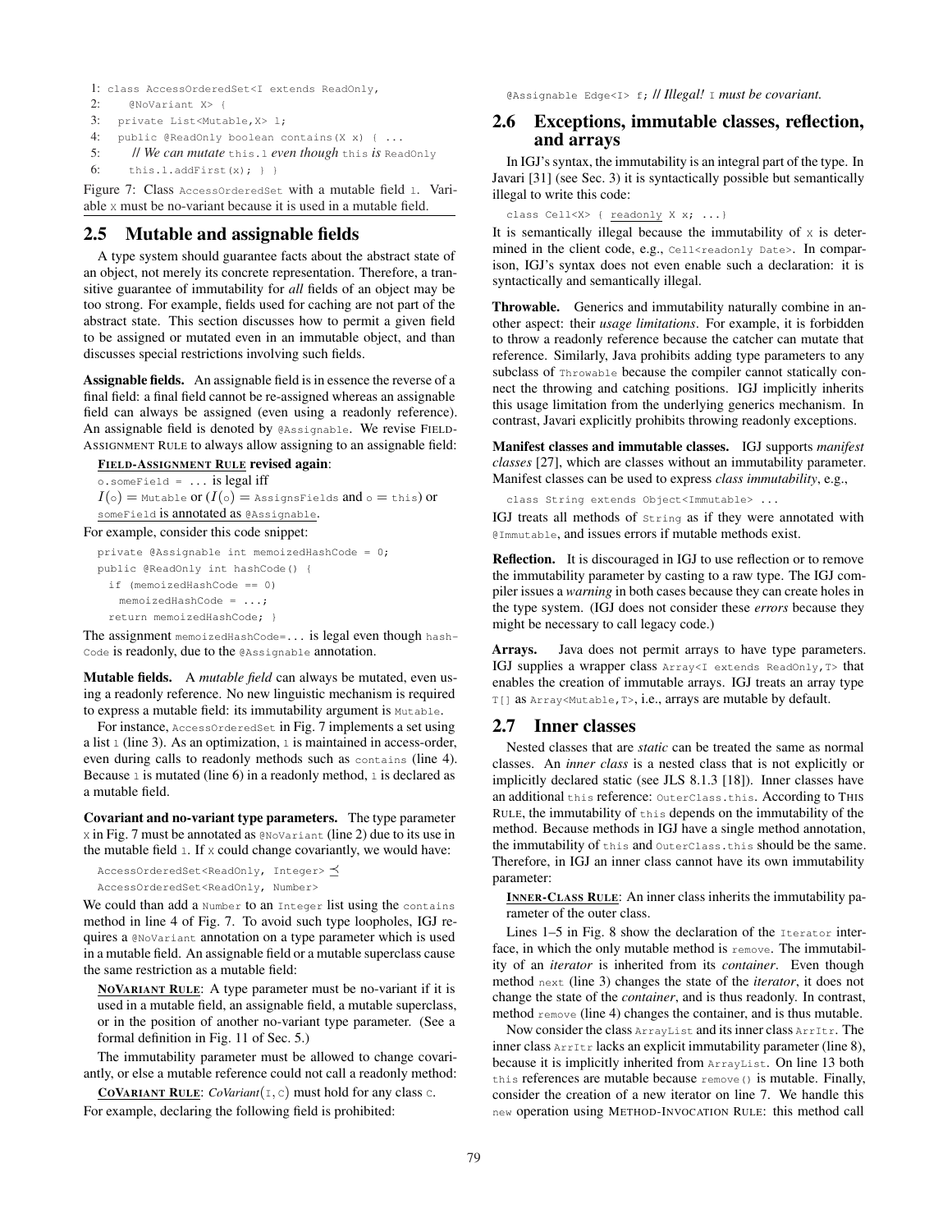```
1: class AccessOrderedSet<I extends ReadOnly,
2:     @NoVariant X> {
3:   private List<Mutable,X> l;
4:   public @ReadOnly boolean contains(X x) { ...
5:     // We can mutate this.l even though this is ReadOnly
6:     this.l.addFirst(x); } }
```

Figure 7: Class `AccessOrderedSet` with a mutable field `l`. Variable `X` must be no-variant because it is used in a mutable field.

## 2.5 Mutable and assignable fields

A type system should guarantee facts about the abstract state of an object, not merely its concrete representation. Therefore, a transitive guarantee of immutability for *all* fields of an object may be too strong. For example, fields used for caching are not part of the abstract state. This section discusses how to permit a given field to be assigned or mutated even in an immutable object, and than discusses special restrictions involving such fields.

**Assignable fields.** An assignable field is in essence the reverse of a final field: a final field cannot be re-assigned whereas an assignable field can always be assigned (even using a readonly reference). An assignable field is denoted by `@Assignable`. We revise FIELD-ASSIGNMENT RULE to always allow assigning to an assignable field:

**FIELD-ASSIGNMENT RULE revised again**:
`o.someField = ...` is legal iff
$I(\circ) =$ `Mutable` or ($I(\circ) =$ `AssignsFields` and $\circ =$ `this`) or `someField` is annotated as `@Assignable`.

For example, consider this code snippet:

```
private @Assignable int memoizedHashCode = 0;
public @ReadOnly int hashCode() {
  if (memoizedHashCode == 0)
    memoizedHashCode = ...;
  return memoizedHashCode; }
```

The assignment `memoizedHashCode=...` is legal even though `hashCode` is readonly, due to the `@Assignable` annotation.

**Mutable fields.** A *mutable field* can always be mutated, even using a readonly reference. No new linguistic mechanism is required to express a mutable field: its immutability argument is `Mutable`.

For instance, `AccessOrderedSet` in Fig. 7 implements a set using a list `l` (line 3). As an optimization, `l` is maintained in access-order, even during calls to readonly methods such as `contains` (line 4). Because `l` is mutated (line 6) in a readonly method, `l` is declared as a mutable field.

**Covariant and no-variant type parameters.** The type parameter `X` in Fig. 7 must be annotated as `@NoVariant` (line 2) due to its use in the mutable field `l`. If `X` could change covariantly, we would have:

```
AccessOrderedSet<ReadOnly, Integer> ⪯
AccessOrderedSet<ReadOnly, Number>
```

We could than add a `Number` to an `Integer` list using the `contains` method in line 4 of Fig. 7. To avoid such type loopholes, IGJ requires a `@NoVariant` annotation on a type parameter which is used in a mutable field. An assignable field or a mutable superclass cause the same restriction as a mutable field:

**NOVARIANT RULE**: A type parameter must be no-variant if it is used in a mutable field, an assignable field, a mutable superclass, or in the position of another no-variant type parameter. (See a formal definition in Fig. 11 of Sec. 5.)

The immutability parameter must be allowed to change covariantly, or else a mutable reference could not call a readonly method:

**COVARIANT RULE**: *CoVariant*(`I`, `C`) must hold for any class `C`.

For example, declaring the following field is prohibited:

`@Assignable Edge<I> f;` // *Illegal!* `I` *must be covariant.*

## 2.6 Exceptions, immutable classes, reflection, and arrays

In IGJ's syntax, the immutability is an integral part of the type. In Javari [31] (see Sec. 3) it is syntactically possible but semantically illegal to write this code:

```
class Cell<X> { readonly X x; ...}
```

It is semantically illegal because the immutability of `X` is determined in the client code, e.g., `Cell<readonly Date>`. In comparison, IGJ's syntax does not even enable such a declaration: it is syntactically and semantically illegal.

**Throwable.** Generics and immutability naturally combine in another aspect: their *usage limitations*. For example, it is forbidden to throw a readonly reference because the catcher can mutate that reference. Similarly, Java prohibits adding type parameters to any subclass of `Throwable` because the compiler cannot statically connect the throwing and catching positions. IGJ implicitly inherits this usage limitation from the underlying generics mechanism. In contrast, Javari explicitly prohibits throwing readonly exceptions.

**Manifest classes and immutable classes.** IGJ supports *manifest classes* [27], which are classes without an immutability parameter. Manifest classes can be used to express *class immutability*, e.g.,

```
class String extends Object<Immutable> ...
```

IGJ treats all methods of `String` as if they were annotated with `@Immutable`, and issues errors if mutable methods exist.

**Reflection.** It is discouraged in IGJ to use reflection or to remove the immutability parameter by casting to a raw type. The IGJ compiler issues a *warning* in both cases because they can create holes in the type system. (IGJ does not consider these *errors* because they might be necessary to call legacy code.)

**Arrays.** Java does not permit arrays to have type parameters. IGJ supplies a wrapper class `Array<I extends ReadOnly,T>` that enables the creation of immutable arrays. IGJ treats an array type `T[]` as `Array<Mutable,T>`, i.e., arrays are mutable by default.

## 2.7 Inner classes

Nested classes that are *static* can be treated the same as normal classes. An *inner class* is a nested class that is not explicitly or implicitly declared static (see JLS 8.1.3 [18]). Inner classes have an additional `this` reference: `OuterClass.this`. According to THIS RULE, the immutability of `this` depends on the immutability of the method. Because methods in IGJ have a single method annotation, the immutability of `this` and `OuterClass.this` should be the same. Therefore, in IGJ an inner class cannot have its own immutability parameter:

**INNER-CLASS RULE**: An inner class inherits the immutability parameter of the outer class.

Lines 1–5 in Fig. 8 show the declaration of the `Iterator` interface, in which the only mutable method is `remove`. The immutability of an *iterator* is inherited from its *container*. Even though method `next` (line 3) changes the state of the *iterator*, it does not change the state of the *container*, and is thus readonly. In contrast, method `remove` (line 4) changes the container, and is thus mutable.

Now consider the class `ArrayList` and its inner class `ArrItr`. The inner class `ArrItr` lacks an explicit immutability parameter (line 8), because it is implicitly inherited from `ArrayList`. On line 13 both `this` references are mutable because `remove()` is mutable. Finally, consider the creation of a new iterator on line 7. We handle this `new` operation using METHOD-INVOCATION RULE: this method call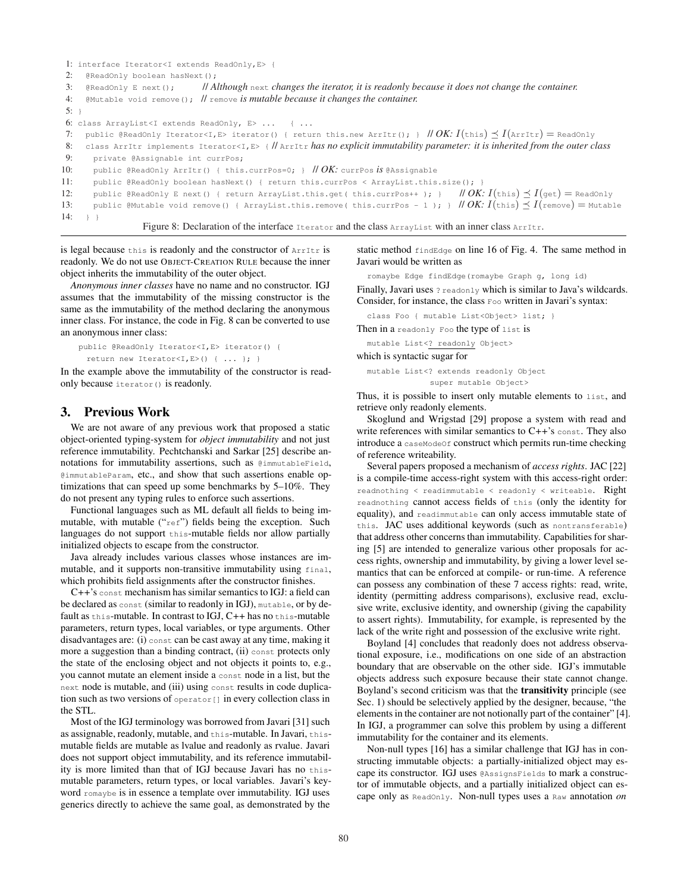```
1: interface Iterator<I extends ReadOnly,E> {
2:   @ReadOnly boolean hasNext();
3:   @ReadOnly E next();       // Although next changes the iterator, it is readonly because it does not change the container.
4:   @Mutable void remove();  // remove is mutable because it changes the container.
5: }
6: class ArrayList<I extends ReadOnly, E> ...   { ...
7:   public @ReadOnly Iterator<I,E> iterator() { return this.new ArrItr(); }  // OK: I(this) ⪯ I(ArrItr) = ReadOnly
8:   class ArrItr implements Iterator<I,E> { // ArrItr has no explicit immutability parameter: it is inherited from the outer class
9:     private @Assignable int currPos;
10:    public @ReadOnly ArrItr() { this.currPos=0; }  // OK: currPos is @Assignable
11:    public @ReadOnly boolean hasNext() { return this.currPos < ArrayList.this.size(); }
12:    public @ReadOnly E next() { return ArrayList.this.get( this.currPos++ ); }    // OK: I(this) ⪯ I(get) = ReadOnly
13:    public @Mutable void remove() { ArrayList.this.remove( this.currPos - 1 ); }  // OK: I(this) ⪯ I(remove) = Mutable
14:  } }
```

Figure 8: Declaration of the interface `Iterator` and the class `ArrayList` with an inner class `ArrItr`.

is legal because `this` is readonly and the constructor of `ArrItr` is readonly. We do not use OBJECT-CREATION RULE because the inner object inherits the immutability of the outer object.

*Anonymous inner classes* have no name and no constructor. IGJ assumes that the immutability of the missing constructor is the same as the immutability of the method declaring the anonymous inner class. For instance, the code in Fig. 8 can be converted to use an anonymous inner class:

```
public @ReadOnly Iterator<I,E> iterator() {
  return new Iterator<I,E>() { ... }; }
```

In the example above the immutability of the constructor is readonly because `iterator()` is readonly.

## 3. Previous Work

We are not aware of any previous work that proposed a static object-oriented typing-system for *object immutability* and not just reference immutability. Pechtchanski and Sarkar [25] describe annotations for immutability assertions, such as `@immutableField`, `@immutableParam`, etc., and show that such assertions enable optimizations that can speed up some benchmarks by 5–10%. They do not present any typing rules to enforce such assertions.

Functional languages such as ML default all fields to being immutable, with mutable ("`ref`") fields being the exception. Such languages do not support `this`-mutable fields nor allow partially initialized objects to escape from the constructor.

Java already includes various classes whose instances are immutable, and it supports non-transitive immutability using `final`, which prohibits field assignments after the constructor finishes.

C++'s `const` mechanism has similar semantics to IGJ: a field can be declared as `const` (similar to readonly in IGJ), `mutable`, or by default as `this`-mutable. In contrast to IGJ, C++ has no `this`-mutable parameters, return types, local variables, or type arguments. Other disadvantages are: (i) `const` can be cast away at any time, making it more a suggestion than a binding contract, (ii) `const` protects only the state of the enclosing object and not objects it points to, e.g., you cannot mutate an element inside a `const` node in a list, but the `next` node is mutable, and (iii) using `const` results in code duplication such as two versions of `operator[]` in every collection class in the STL.

Most of the IGJ terminology was borrowed from Javari [31] such as assignable, readonly, mutable, and `this`-mutable. In Javari, `this`-mutable fields are mutable as lvalue and readonly as rvalue. Javari does not support object immutability, and its reference immutability is more limited than that of IGJ because Javari has no `this`-mutable parameters, return types, or local variables. Javari's keyword `romaybe` is in essence a template over immutability. IGJ uses generics directly to achieve the same goal, as demonstrated by the static method `findEdge` on line 16 of Fig. 4. The same method in Javari would be written as

```
romaybe Edge findEdge(romaybe Graph g, long id)
```

Finally, Javari uses `? readonly` which is similar to Java's wildcards. Consider, for instance, the class `Foo` written in Javari's syntax:

```
class Foo { mutable List<Object> list; }
```

Then in a `readonly Foo` the type of `list` is

```
mutable List<? readonly Object>
```

which is syntactic sugar for

```
mutable List<? extends readonly Object
             super mutable Object>
```

Thus, it is possible to insert only mutable elements to `list`, and retrieve only readonly elements.

Skoglund and Wrigstad [29] propose a system with read and write references with similar semantics to C++'s `const`. They also introduce a `caseModeOf` construct which permits run-time checking of reference writeability.

Several papers proposed a mechanism of *access rights*. JAC [22] is a compile-time access-right system with this access-right order: `readnothing < readimmutable < readonly < writeable`. Right `readnothing` cannot access fields of `this` (only the identity for equality), and `readimmutable` can only access immutable state of `this`. JAC uses additional keywords (such as `nontransferable`) that address other concerns than immutability. Capabilities for sharing [5] are intended to generalize various other proposals for access rights, ownership and immutability, by giving a lower level semantics that can be enforced at compile- or run-time. A reference can possess any combination of these 7 access rights: read, write, identity (permitting address comparisons), exclusive read, exclusive write, exclusive identity, and ownership (giving the capability to assert rights). Immutability, for example, is represented by the lack of the write right and possession of the exclusive write right.

Boyland [4] concludes that readonly does not address observational exposure, i.e., modifications on one side of an abstraction boundary that are observable on the other side. IGJ's immutable objects address such exposure because their state cannot change. Boyland's second criticism was that the **transitivity** principle (see Sec. 1) should be selectively applied by the designer, because, "the elements in the container are not notionally part of the container" [4]. In IGJ, a programmer can solve this problem by using a different immutability for the container and its elements.

Non-null types [16] has a similar challenge that IGJ has in constructing immutable objects: a partially-initialized object may escape its constructor. IGJ uses `@AssignsFields` to mark a constructor of immutable objects, and a partially initialized object can escape only as `ReadOnly`. Non-null types uses a `Raw` annotation *on*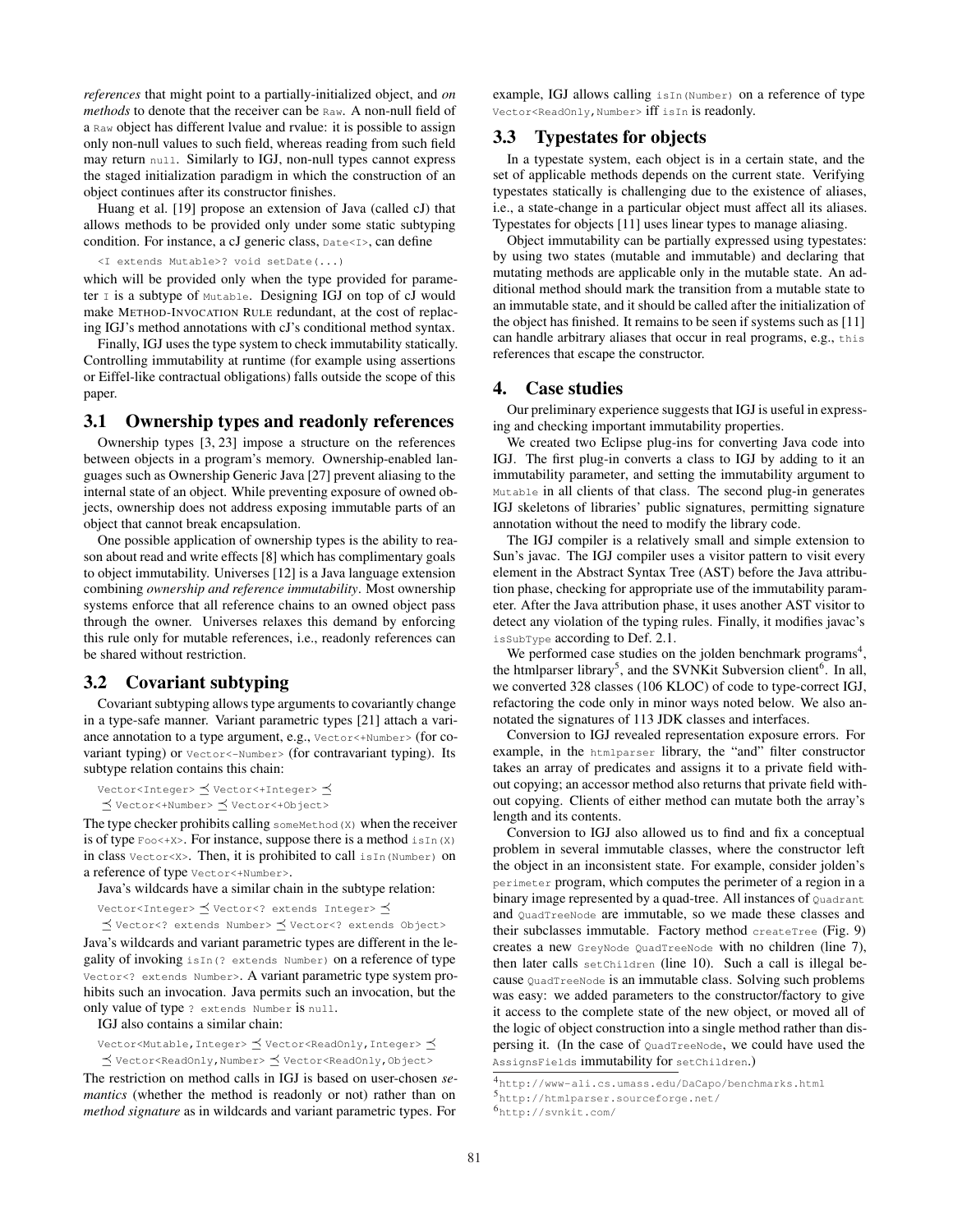*references* that might point to a partially-initialized object, and *on methods* to denote that the receiver can be `Raw`. A non-null field of a `Raw` object has different lvalue and rvalue: it is possible to assign only non-null values to such field, whereas reading from such field may return `null`. Similarly to IGJ, non-null types cannot express the staged initialization paradigm in which the construction of an object continues after its constructor finishes.

Huang et al. [19] propose an extension of Java (called cJ) that allows methods to be provided only under some static subtyping condition. For instance, a cJ generic class, `Date<I>`, can define

```
<I extends Mutable>? void setDate(...)
```

which will be provided only when the type provided for parameter `I` is a subtype of `Mutable`. Designing IGJ on top of cJ would make METHOD-INVOCATION RULE redundant, at the cost of replacing IGJ's method annotations with cJ's conditional method syntax.

Finally, IGJ uses the type system to check immutability statically. Controlling immutability at runtime (for example using assertions or Eiffel-like contractual obligations) falls outside the scope of this paper.

## 3.1 Ownership types and readonly references

Ownership types [3, 23] impose a structure on the references between objects in a program's memory. Ownership-enabled languages such as Ownership Generic Java [27] prevent aliasing to the internal state of an object. While preventing exposure of owned objects, ownership does not address exposing immutable parts of an object that cannot break encapsulation.

One possible application of ownership types is the ability to reason about read and write effects [8] which has complimentary goals to object immutability. Universes [12] is a Java language extension combining *ownership and reference immutability*. Most ownership systems enforce that all reference chains to an owned object pass through the owner. Universes relaxes this demand by enforcing this rule only for mutable references, i.e., readonly references can be shared without restriction.

## 3.2 Covariant subtyping

Covariant subtyping allows type arguments to covariantly change in a type-safe manner. Variant parametric types [21] attach a variance annotation to a type argument, e.g., `Vector<+Number>` (for covariant typing) or `Vector<-Number>` (for contravariant typing). Its subtype relation contains this chain:

`Vector<Integer>` $\preceq$ `Vector<+Integer>` $\preceq$
$\preceq$ `Vector<+Number>` $\preceq$ `Vector<+Object>`

The type checker prohibits calling `someMethod(X)` when the receiver is of type `Foo<+X>`. For instance, suppose there is a method `isIn(X)` in class `Vector<X>`. Then, it is prohibited to call `isIn(Number)` on a reference of type `Vector<+Number>`.

Java's wildcards have a similar chain in the subtype relation:

`Vector<Integer>` $\preceq$ `Vector<? extends Integer>` $\preceq$
$\preceq$ `Vector<? extends Number>` $\preceq$ `Vector<? extends Object>`

Java's wildcards and variant parametric types are different in the legality of invoking `isIn(? extends Number)` on a reference of type `Vector<? extends Number>`. A variant parametric type system prohibits such an invocation. Java permits such an invocation, but the only value of type `? extends Number` is `null`.

IGJ also contains a similar chain:

`Vector<Mutable,Integer>` $\preceq$ `Vector<ReadOnly,Integer>` $\preceq$
$\preceq$ `Vector<ReadOnly,Number>` $\preceq$ `Vector<ReadOnly,Object>`

The restriction on method calls in IGJ is based on user-chosen *semantics* (whether the method is readonly or not) rather than on *method signature* as in wildcards and variant parametric types. For example, IGJ allows calling `isIn(Number)` on a reference of type `Vector<ReadOnly,Number>` iff `isIn` is readonly.

## 3.3 Typestates for objects

In a typestate system, each object is in a certain state, and the set of applicable methods depends on the current state. Verifying typestates statically is challenging due to the existence of aliases, i.e., a state-change in a particular object must affect all its aliases. Typestates for objects [11] uses linear types to manage aliasing.

Object immutability can be partially expressed using typestates: by using two states (mutable and immutable) and declaring that mutating methods are applicable only in the mutable state. An additional method should mark the transition from a mutable state to an immutable state, and it should be called after the initialization of the object has finished. It remains to be seen if systems such as [11] can handle arbitrary aliases that occur in real programs, e.g., `this` references that escape the constructor.

# 4. Case studies

Our preliminary experience suggests that IGJ is useful in expressing and checking important immutability properties.

We created two Eclipse plug-ins for converting Java code into IGJ. The first plug-in converts a class to IGJ by adding to it an immutability parameter, and setting the immutability argument to `Mutable` in all clients of that class. The second plug-in generates IGJ skeletons of libraries' public signatures, permitting signature annotation without the need to modify the library code.

The IGJ compiler is a relatively small and simple extension to Sun's javac. The IGJ compiler uses a visitor pattern to visit every element in the Abstract Syntax Tree (AST) before the Java attribution phase, checking for appropriate use of the immutability parameter. After the Java attribution phase, it uses another AST visitor to detect any violation of the typing rules. Finally, it modifies javac's `isSubType` according to Def. 2.1.

We performed case studies on the jolden benchmark programs[4], the htmlparser library[5], and the SVNKit Subversion client[6]. In all, we converted 328 classes (106 KLOC) of code to type-correct IGJ, refactoring the code only in minor ways noted below. We also annotated the signatures of 113 JDK classes and interfaces.

Conversion to IGJ revealed representation exposure errors. For example, in the `htmlparser` library, the "and" filter constructor takes an array of predicates and assigns it to a private field without copying; an accessor method also returns that private field without copying. Clients of either method can mutate both the array's length and its contents.

Conversion to IGJ also allowed us to find and fix a conceptual problem in several immutable classes, where the constructor left the object in an inconsistent state. For example, consider jolden's `perimeter` program, which computes the perimeter of a region in a binary image represented by a quad-tree. All instances of `Quadrant` and `QuadTreeNode` are immutable, so we made these classes and their subclasses immutable. Factory method `createTree` (Fig. 9) creates a new `GreyNode` `QuadTreeNode` with no children (line 7), then later calls `setChildren` (line 10). Such a call is illegal because `QuadTreeNode` is an immutable class. Solving such problems was easy: we added parameters to the constructor/factory to give it access to the complete state of the new object, or moved all of the logic of object construction into a single method rather than dispersing it. (In the case of `QuadTreeNode`, we could have used the `AssignsFields` immutability for `setChildren`.)

[4] http://www-ali.cs.umass.edu/DaCapo/benchmarks.html

[5] http://htmlparser.sourceforge.net/

[6] http://svnkit.com/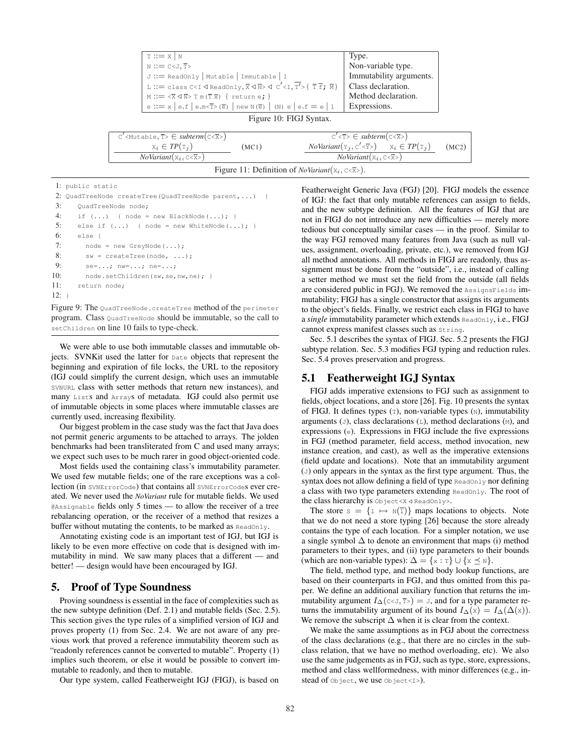| | |
|---|---|
| T ::= X \| N | Type. |
| N ::= C<J, $\overline{\text{T}}$> | Non-variable type. |
| J ::= ReadOnly \| Mutable \| Immutable \| I | Immutability arguments. |
| L ::= class C<I ◁ ReadOnly, $\overline{\text{X}}$ ◁ $\overline{\text{N}}$> ◁ C′<I, $\overline{\text{T}'}$>{ $\overline{\text{T}}$ $\overline{\text{f}}$; $\overline{\text{M}}$} | Class declaration. |
| M ::= <$\overline{\text{X}}$ ◁ $\overline{\text{N}}$> T m($\overline{\text{T}}$ $\overline{\text{x}}$) { return e; } | Method declaration. |
| e ::= x \| e.f \| e.m<$\overline{\text{T}}$>($\overline{\text{e}}$) \| new N($\overline{\text{e}}$) \| (N) e \| e.f = e \| l | Expressions. |

Figure 10: FIGJ Syntax.

$$\frac{\texttt{C}'\texttt{<Mutable},\overline{\texttt{T}}\texttt{>} \in \textit{subterm}(\texttt{C<}\overline{\texttt{X}}\texttt{>}) \qquad \texttt{X}_i \in \textit{TP}(\texttt{T}_j)}{\textit{NoVariant}(\texttt{X}_i, \texttt{C<}\overline{\texttt{X}}\texttt{>})} \;(\text{MC1}) \qquad \frac{\texttt{C}'\texttt{<}\overline{\texttt{T}}\texttt{>} \in \textit{subterm}(\texttt{C<}\overline{\texttt{X}}\texttt{>}) \qquad \textit{NoVariant}(\texttt{Y}_j, \texttt{C}'\texttt{<}\overline{\texttt{Y}}\texttt{>}) \quad \texttt{X}_i \in \textit{TP}(\texttt{T}_j)}{\textit{NoVariant}(\texttt{X}_i, \texttt{C<}\overline{\texttt{X}}\texttt{>})} \;(\text{MC2})$$

Figure 11: Definition of *NoVariant*(X$_i$, C<$\overline{\text{X}}$>).

```
1: public static
2: QuadTreeNode createTree(QuadTreeNode parent,...)  {
3:    QuadTreeNode node;
4:    if (...)  { node = new BlackNode(...); }
5:    else if (...)  { node = new WhiteNode(...); }
6:    else {
7:      node = new GreyNode(...);
8:      sw = createTree(node, ...);
9:      se=...; nw=...; ne=...;
10:     node.setChildren(sw,se,nw,ne); }
11:   return node;
12: }
```

Figure 9: The QuadTreeNode.createTree method of the perimeter program. Class QuadTreeNode should be immutable, so the call to setChildren on line 10 fails to type-check.

We were able to use both immutable classes and immutable objects. SVNKit used the latter for Date objects that represent the beginning and expiration of file locks, the URL to the repository (IGJ could simplify the current design, which uses an immutable SVNURL class with setter methods that return new instances), and many Lists and Arrays of metadata. IGJ could also permit use of immutable objects in some places where immutable classes are currently used, increasing flexibility.

Our biggest problem in the case study was the fact that Java does not permit generic arguments to be attached to arrays. The jolden benchmarks had been transliterated from C and used many arrays; we expect such uses to be much rarer in good object-oriented code.

Most fields used the containing class's immutability parameter. We used few mutable fields; one of the rare exceptions was a collection (in SVNErrorCode) that contains all SVNErrorCodes ever created. We never used the *NoVariant* rule for mutable fields. We used @Assignable fields only 5 times — to allow the receiver of a tree rebalancing operation, or the receiver of a method that resizes a buffer without mutating the contents, to be marked as ReadOnly.

Annotating existing code is an important test of IGJ, but IGJ is likely to be even more effective on code that is designed with immutability in mind. We saw many places that a different — and better! — design would have been encouraged by IGJ.

## 5. Proof of Type Soundness

Proving soundness is essential in the face of complexities such as the new subtype definition (Def. 2.1) and mutable fields (Sec. 2.5). This section gives the type rules of a simplified version of IGJ and proves property (1) from Sec. 2.4. We are not aware of any previous work that proved a reference immutability theorem such as "readonly references cannot be converted to mutable". Property (1) implies such theorem, or else it would be possible to convert immutable to readonly, and then to mutable.

Our type system, called Featherweight IGJ (FIGJ), is based on Featherweight Generic Java (FGJ) [20]. FIGJ models the essence of IGJ: the fact that only mutable references can assign to fields, and the new subtype definition. All the features of IGJ that are not in FIGJ do not introduce any new difficulties — merely more tedious but conceptually similar cases — in the proof. Similar to the way FGJ removed many features from Java (such as null values, assignment, overloading, private, etc.), we removed from IGJ all method annotations. All methods in FIGJ are readonly, thus assignment must be done from the "outside", i.e., instead of calling a setter method we must set the field from the outside (all fields are considered public in FGJ). We removed the AssignsFields immutability; FIGJ has a single constructor that assigns its arguments to the object's fields. Finally, we restrict each class in FIGJ to have a *single* immutability parameter which extends ReadOnly, i.e., FIGJ cannot express manifest classes such as String.

Sec. 5.1 describes the syntax of FIGJ. Sec. 5.2 presents the FIGJ subtype relation. Sec. 5.3 modifies FGJ typing and reduction rules. Sec. 5.4 proves preservation and progress.

### 5.1 Featherweight IGJ Syntax

FIGJ adds imperative extensions to FGJ such as assignment to fields, object locations, and a store [26]. Fig. 10 presents the syntax of FIGJ. It defines types (T), non-variable types (N), immutability arguments (J), class declarations (L), method declarations (M), and expressions (e). Expressions in FIGJ include the five expressions in FGJ (method parameter, field access, method invocation, new instance creation, and cast), as well as the imperative extensions (field update and locations). Note that an immutability argument (J) only appears in the syntax as the first type argument. Thus, the syntax does not allow defining a field of type ReadOnly nor defining a class with two type parameters extending ReadOnly. The root of the class hierarchy is Object<X ◁ ReadOnly>.

The store $S = \{\texttt{l} \mapsto \texttt{N}(\overline{\texttt{l}})\}$ maps locations to objects. Note that we do not need a store typing [26] because the store already contains the type of each location. For a simpler notation, we use a single symbol $\Delta$ to denote an environment that maps (i) method parameters to their types, and (ii) type parameters to their bounds (which are non-variable types): $\Delta = \{\texttt{x} : \texttt{T}\} \cup \{\texttt{X} \preceq \texttt{N}\}$.

The field, method type, and method body lookup functions, are based on their counterparts in FGJ, and thus omitted from this paper. We define an additional auxiliary function that returns the immutability argument $I_\Delta(\texttt{C<J},\overline{\texttt{T}}\texttt{>}) = \texttt{J}$, and for a type parameter returns the immutability argument of its bound $I_\Delta(\texttt{X}) = I_\Delta(\Delta(\texttt{X}))$. We remove the subscript $\Delta$ when it is clear from the context.

We make the same assumptions as in FGJ about the correctness of the class declarations (e.g., that there are no circles in the subclass relation, that we have no method overloading, etc). We also use the same judgements as in FGJ, such as type, store, expressions, method and class wellformedness, with minor differences (e.g., instead of Object, we use Object<I>).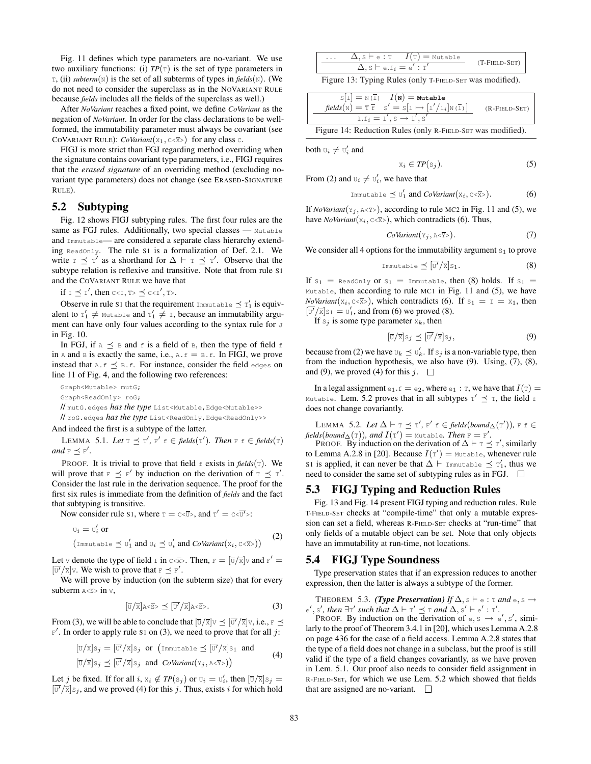Fig. 11 defines which type parameters are no-variant. We use two auxiliary functions: (i) *TP*(T) is the set of type parameters in T, (ii) *subterm*(N) is the set of all subterms of types in *fields*(N). (We do not need to consider the superclass as in the NOVARIANT RULE because *fields* includes all the fields of the superclass as well.)

After *NoVariant* reaches a fixed point, we define *CoVariant* as the negation of *NoVariant*. In order for the class declarations to be well-formed, the immutability parameter must always be covariant (see COVARIANT RULE): *CoVariant*($X_1$, C<$\overline{X}$>) for any class C.

FIGJ is more strict than FGJ regarding method overriding when the signature contains covariant type parameters, i.e., FIGJ requires that the *erased signature* of an overriding method (excluding no-variant type parameters) does not change (see ERASED-SIGNATURE RULE).

## 5.2 Subtyping

Fig. 12 shows FIGJ subtyping rules. The first four rules are the same as FGJ rules. Additionally, two special classes — Mutable and Immutable— are considered a separate class hierarchy extending ReadOnly. The rule S1 is a formalization of Def. 2.1. We write $T \preceq T'$ as a shorthand for $\Delta \vdash T \preceq T'$. Observe that the subtype relation is reflexive and transitive. Note that from rule S1 and the COVARIANT RULE we have that

if $I \preceq I'$, then C<I, $\overline{T}$> $\preceq$ C<I$'$, $\overline{T}$>.

Observe in rule S1 that the requirement Immutable $\preceq T_1'$ is equivalent to $T_1' \neq$ Mutable and $T_1' \neq$ I, because an immutability argument can have only four values according to the syntax rule for J in Fig. 10.

In FGJ, if $A \preceq B$ and f is a field of B, then the type of field f in A and B is exactly the same, i.e., A.f = B.f. In FIGJ, we prove instead that A.f $\preceq$ B.f. For instance, consider the field edges on line 11 of Fig. 4, and the following two references:

```
Graph<Mutable> mutG;
Graph<ReadOnly> roG;
// mutG.edges has the type List<Mutable,Edge<Mutable>>
// roG.edges has the type List<ReadOnly,Edge<ReadOnly>>
```

And indeed the first is a subtype of the latter.

LEMMA 5.1. *Let* $T \preceq T'$, F$'$ f $\in$ *fields*(T$'$). *Then* F f $\in$ *fields*(T) *and* F $\preceq$ F$'$.

PROOF. It is trivial to prove that field f exists in *fields*(T). We will prove that F $\preceq$ F$'$ by induction on the derivation of $T \preceq T'$. Consider the last rule in the derivation sequence. The proof for the first six rules is immediate from the definition of *fields* and the fact that subtyping is transitive.

Now consider rule S1, where T = C<$\overline{U}$>, and T$'$ = C<$\overline{U'}$>:

$$U_i = U_i' \text{ or } \\ (\text{Immutable} \preceq U_1' \text{ and } U_i \preceq U_i' \text{ and } CoVariant(X_i, C\langle\overline{X}\rangle)) \quad (2)$$

Let V denote the type of field f in C<$\overline{X}$>. Then, F = $[\overline{U}/\overline{X}]$V and F$'$ = $[\overline{U'}/\overline{X}]$V. We wish to prove that F $\preceq$ F$'$.

We will prove by induction (on the subterm size) that for every subterm A<$\overline{S}$> in V,

$$[\overline{U}/\overline{X}]A\langle\overline{S}\rangle \preceq [\overline{U'}/\overline{X}]A\langle\overline{S}\rangle. \quad (3)$$

From (3), we will be able to conclude that $[\overline{U}/\overline{X}]V \preceq [\overline{U'}/\overline{X}]V$, i.e., F $\preceq$ F$'$. In order to apply rule S1 on (3), we need to prove that for all $j$:

$$[\overline{U}/\overline{X}]S_j = [\overline{U'}/\overline{X}]S_j \text{ or } (\text{Immutable} \preceq [\overline{U'}/\overline{X}]S_1 \text{ and} \\ [\overline{U}/\overline{X}]S_j \preceq [\overline{U'}/\overline{X}]S_j \text{ and } CoVariant(Y_j, A\langle\overline{Y}\rangle)) \quad (4)$$

Let $j$ be fixed. If for all $i$, $X_i \notin TP(S_j)$ or $U_i = U_i'$, then $[\overline{U}/\overline{X}]S_j = [\overline{U'}/\overline{X}]S_j$, and we proved (4) for this $j$. Thus, exists $i$ for which hold both $U_i \neq U_i'$ and

$$X_i \in TP(S_j). \quad (5)$$

From (2) and $U_i \neq U_i'$, we have that

$$\text{Immutable} \preceq U_1' \text{ and } CoVariant(X_i, C\langle\overline{X}\rangle). \quad (6)$$

If *NoVariant*($Y_j$, A<$\overline{Y}$>), according to rule MC2 in Fig. 11 and (5), we have *NoVariant*($X_i$, C<$\overline{X}$>), which contradicts (6). Thus,

$$CoVariant(Y_j, A\langle\overline{Y}\rangle). \quad (7)$$

We consider all 4 options for the immutability argument $S_1$ to prove

$$\text{Immutable} \preceq [\overline{U'}/\overline{X}]S_1. \quad (8)$$

If $S_1$ = ReadOnly or $S_1$ = Immutable, then (8) holds. If $S_1$ = Mutable, then according to rule MC1 in Fig. 11 and (5), we have *NoVariant*($X_i$, C<$\overline{X}$>), which contradicts (6). If $S_1$ = I = $X_1$, then $[\overline{U'}/\overline{X}]S_1 = U_1'$, and from (6) we proved (8).

If $S_j$ is some type parameter $X_k$, then

$$[\overline{U}/\overline{X}]S_j \preceq [\overline{U'}/\overline{X}]S_j, \quad (9)$$

because from (2) we have $U_k \preceq U_k'$. If $S_j$ is a non-variable type, then from the induction hypothesis, we also have (9). Using, (7), (8), and (9), we proved (4) for this $j$. □

In a legal assignment $e_1$.f = $e_2$, where $e_1$ : T, we have that $I$(T) = Mutable. Lem. 5.2 proves that in all subtypes T$'$ $\preceq$ T, the field f does not change covariantly.

LEMMA 5.2. *Let* $\Delta \vdash T \preceq T'$, F$'$ f $\in$ *fields*(*bound*$_\Delta$(T$'$)), F f $\in$ *fields*(*bound*$_\Delta$(T)), *and* $I$(T$'$) = Mutable. *Then* F = F$'$.

PROOF. By induction on the derivation of $\Delta \vdash T \preceq T'$, similarly to Lemma A.2.8 in [20]. Because $I$(T$'$) = Mutable, whenever rule S1 is applied, it can never be that $\Delta \vdash$ Immutable $\preceq T_1'$, thus we need to consider the same set of subtyping rules as in FGJ. □

## 5.3 FIGJ Typing and Reduction Rules

$$\frac{\ldots \quad \Delta, S \vdash e : T \quad I(T) = \text{Mutable}}{\Delta, S \vdash e.f_i = e' : T'} \quad \text{(T-FIELD-SET)}$$

Figure 13: Typing Rules (only T-FIELD-SET was modified).

$$\frac{S[l] = N(\overline{l}) \quad I(\mathbf{N}) = \mathbf{Mutable} \\ fields(N) = \overline{T}\ \overline{f} \quad S' = S[l \mapsto [l'/l_i]N(\overline{l})]}{l.f_i = l', S \to l', S'} \quad \text{(R-FIELD-SET)}$$

Figure 14: Reduction Rules (only R-FIELD-SET was modified).

Fig. 13 and Fig. 14 present FIGJ typing and reduction rules. Rule T-FIELD-SET checks at "compile-time" that only a mutable expression can set a field, whereas R-FIELD-SET checks at "run-time" that only fields of a mutable object can be set. Note that only objects have an immutability at run-time, not locations.

## 5.4 FIGJ Type Soundness

Type preservation states that if an expression reduces to another expression, then the latter is always a subtype of the former.

THEOREM 5.3. *(Type Preservation) If* $\Delta, S \vdash e : T$ *and* $e, S \to e', S'$, *then* $\exists T'$ *such that* $\Delta \vdash T' \preceq T$ *and* $\Delta, S' \vdash e' : T'$.

PROOF. By induction on the derivation of $e, S \to e', S'$, similarly to the proof of Theorem 3.4.1 in [20], which uses Lemma A.2.8 on page 436 for the case of a field access. Lemma A.2.8 states that the type of a field does not change in a subclass, but the proof is still valid if the type of a field changes covariantly, as we have proven in Lem. 5.1. Our proof also needs to consider field assignment in R-FIELD-SET, for which we use Lem. 5.2 which showed that fields that are assigned are no-variant. □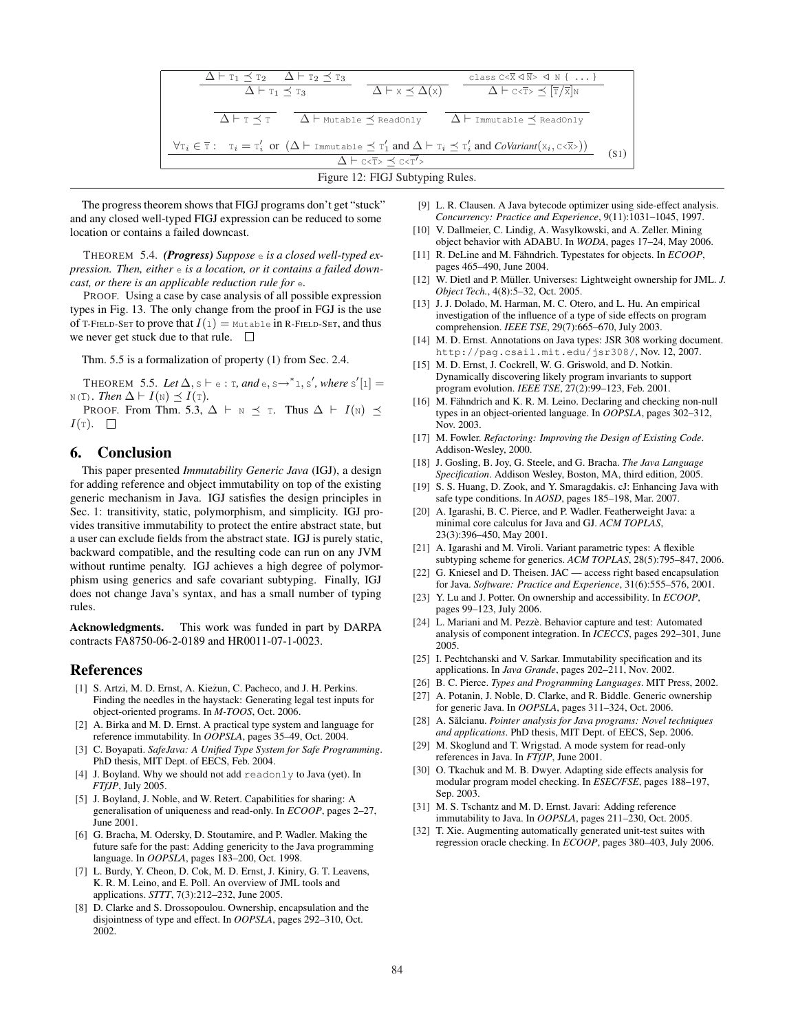$$\frac{\Delta \vdash \texttt{T}_1 \preceq \texttt{T}_2 \quad \Delta \vdash \texttt{T}_2 \preceq \texttt{T}_3}{\Delta \vdash \texttt{T}_1 \preceq \texttt{T}_3} \qquad \frac{}{\Delta \vdash \texttt{X} \preceq \Delta(\texttt{X})} \qquad \frac{\texttt{class C<}\overline{\texttt{X}} \triangleleft \overline{\texttt{N}}\texttt{>} \triangleleft \texttt{N \{ ... \}}}{\Delta \vdash \texttt{C<}\overline{\texttt{T}}\texttt{>} \preceq [\overline{\texttt{T}}/\overline{\texttt{X}}]\texttt{N}}$$

$$\frac{}{\Delta \vdash \texttt{T} \preceq \texttt{T}} \qquad \frac{}{\Delta \vdash \texttt{Mutable} \preceq \texttt{ReadOnly}} \qquad \frac{}{\Delta \vdash \texttt{Immutable} \preceq \texttt{ReadOnly}}$$

$$\frac{\forall \texttt{T}_i \in \overline{\texttt{T}}: \quad \texttt{T}_i = \texttt{T}'_i \text{ or } (\Delta \vdash \texttt{Immutable} \preceq \texttt{T}'_1 \text{ and } \Delta \vdash \texttt{T}_i \preceq \texttt{T}'_i \text{ and } \mathit{CoVariant}(\texttt{X}_i, \texttt{C<}\overline{\texttt{X}}\texttt{>}))}{\Delta \vdash \texttt{C<}\overline{\texttt{T}}\texttt{>} \preceq \texttt{C<}\overline{\texttt{T}'}\texttt{>}} \quad \text{(S1)}$$

Figure 12: FIGJ Subtyping Rules.

The progress theorem shows that FIGJ programs don't get "stuck" and any closed well-typed FIGJ expression can be reduced to some location or contains a failed downcast.

THEOREM 5.4. ***(Progress)*** *Suppose* $\texttt{e}$ *is a closed well-typed expression. Then, either* $\texttt{e}$ *is a location, or it contains a failed downcast, or there is an applicable reduction rule for* $\texttt{e}$.

PROOF. Using a case by case analysis of all possible expression types in Fig. 13. The only change from the proof in FGJ is the use of T-FIELD-SET to prove that $I(\texttt{l}) = \texttt{Mutable}$ in R-FIELD-SET, and thus we never get stuck due to that rule. □

Thm. 5.5 is a formalization of property (1) from Sec. 2.4.

THEOREM 5.5. *Let* $\Delta, \texttt{S} \vdash \texttt{e} : \texttt{T}$*, and* $\texttt{e}, \texttt{S} \rightarrow^* \texttt{l}, \texttt{S}'$*, where* $\texttt{S}'[\texttt{l}] = \texttt{N}(\overline{\texttt{l}})$*. Then* $\Delta \vdash I(\texttt{N}) \preceq I(\texttt{T})$.

PROOF. From Thm. 5.3, $\Delta \vdash \texttt{N} \preceq \texttt{T}$. Thus $\Delta \vdash I(\texttt{N}) \preceq I(\texttt{T})$. □

## 6. Conclusion

This paper presented *Immutability Generic Java* (IGJ), a design for adding reference and object immutability on top of the existing generic mechanism in Java. IGJ satisfies the design principles in Sec. 1: transitivity, static, polymorphism, and simplicity. IGJ provides transitive immutability to protect the entire abstract state, but a user can exclude fields from the abstract state. IGJ is purely static, backward compatible, and the resulting code can run on any JVM without runtime penalty. IGJ achieves a high degree of polymorphism using generics and safe covariant subtyping. Finally, IGJ does not change Java's syntax, and has a small number of typing rules.

**Acknowledgments.** This work was funded in part by DARPA contracts FA8750-06-2-0189 and HR0011-07-1-0023.

## References

[1] S. Artzi, M. D. Ernst, A. Kieżun, C. Pacheco, and J. H. Perkins. Finding the needles in the haystack: Generating legal test inputs for object-oriented programs. In *M-TOOS*, Oct. 2006.

[2] A. Birka and M. D. Ernst. A practical type system and language for reference immutability. In *OOPSLA*, pages 35–49, Oct. 2004.

[3] C. Boyapati. *SafeJava: A Unified Type System for Safe Programming*. PhD thesis, MIT Dept. of EECS, Feb. 2004.

[4] J. Boyland. Why we should not add `readonly` to Java (yet). In *FTfJP*, July 2005.

[5] J. Boyland, J. Noble, and W. Retert. Capabilities for sharing: A generalisation of uniqueness and read-only. In *ECOOP*, pages 2–27, June 2001.

[6] G. Bracha, M. Odersky, D. Stoutamire, and P. Wadler. Making the future safe for the past: Adding genericity to the Java programming language. In *OOPSLA*, pages 183–200, Oct. 1998.

[7] L. Burdy, Y. Cheon, D. Cok, M. D. Ernst, J. Kiniry, G. T. Leavens, K. R. M. Leino, and E. Poll. An overview of JML tools and applications. *STTT*, 7(3):212–232, June 2005.

[8] D. Clarke and S. Drossopoulou. Ownership, encapsulation and the disjointness of type and effect. In *OOPSLA*, pages 292–310, Oct. 2002.

[9] L. R. Clausen. A Java bytecode optimizer using side-effect analysis. *Concurrency: Practice and Experience*, 9(11):1031–1045, 1997.

[10] V. Dallmeier, C. Lindig, A. Wasylkowski, and A. Zeller. Mining object behavior with ADABU. In *WODA*, pages 17–24, May 2006.

[11] R. DeLine and M. Fähndrich. Typestates for objects. In *ECOOP*, pages 465–490, June 2004.

[12] W. Dietl and P. Müller. Universes: Lightweight ownership for JML. *J. Object Tech.*, 4(8):5–32, Oct. 2005.

[13] J. J. Dolado, M. Harman, M. C. Otero, and L. Hu. An empirical investigation of the influence of a type of side effects on program comprehension. *IEEE TSE*, 29(7):665–670, July 2003.

[14] M. D. Ernst. Annotations on Java types: JSR 308 working document. `http://pag.csail.mit.edu/jsr308/`, Nov. 12, 2007.

[15] M. D. Ernst, J. Cockrell, W. G. Griswold, and D. Notkin. Dynamically discovering likely program invariants to support program evolution. *IEEE TSE*, 27(2):99–123, Feb. 2001.

[16] M. Fähndrich and K. R. M. Leino. Declaring and checking non-null types in an object-oriented language. In *OOPSLA*, pages 302–312, Nov. 2003.

[17] M. Fowler. *Refactoring: Improving the Design of Existing Code*. Addison-Wesley, 2000.

[18] J. Gosling, B. Joy, G. Steele, and G. Bracha. *The Java Language Specification*. Addison Wesley, Boston, MA, third edition, 2005.

[19] S. S. Huang, D. Zook, and Y. Smaragdakis. cJ: Enhancing Java with safe type conditions. In *AOSD*, pages 185–198, Mar. 2007.

[20] A. Igarashi, B. C. Pierce, and P. Wadler. Featherweight Java: a minimal core calculus for Java and GJ. *ACM TOPLAS*, 23(3):396–450, May 2001.

[21] A. Igarashi and M. Viroli. Variant parametric types: A flexible subtyping scheme for generics. *ACM TOPLAS*, 28(5):795–847, 2006.

[22] G. Kniesel and D. Theisen. JAC — access right based encapsulation for Java. *Software: Practice and Experience*, 31(6):555–576, 2001.

[23] Y. Lu and J. Potter. On ownership and accessibility. In *ECOOP*, pages 99–123, July 2006.

[24] L. Mariani and M. Pezzè. Behavior capture and test: Automated analysis of component integration. In *ICECCS*, pages 292–301, June 2005.

[25] I. Pechtchanski and V. Sarkar. Immutability specification and its applications. In *Java Grande*, pages 202–211, Nov. 2002.

[26] B. C. Pierce. *Types and Programming Languages*. MIT Press, 2002.

[27] A. Potanin, J. Noble, D. Clarke, and R. Biddle. Generic ownership for generic Java. In *OOPSLA*, pages 311–324, Oct. 2006.

[28] A. Sălcianu. *Pointer analysis for Java programs: Novel techniques and applications*. PhD thesis, MIT Dept. of EECS, Sep. 2006.

[29] M. Skoglund and T. Wrigstad. A mode system for read-only references in Java. In *FTfJP*, June 2001.

[30] O. Tkachuk and M. B. Dwyer. Adapting side effects analysis for modular program model checking. In *ESEC/FSE*, pages 188–197, Sep. 2003.

[31] M. S. Tschantz and M. D. Ernst. Javari: Adding reference immutability to Java. In *OOPSLA*, pages 211–230, Oct. 2005.

[32] T. Xie. Augmenting automatically generated unit-test suites with regression oracle checking. In *ECOOP*, pages 380–403, July 2006.